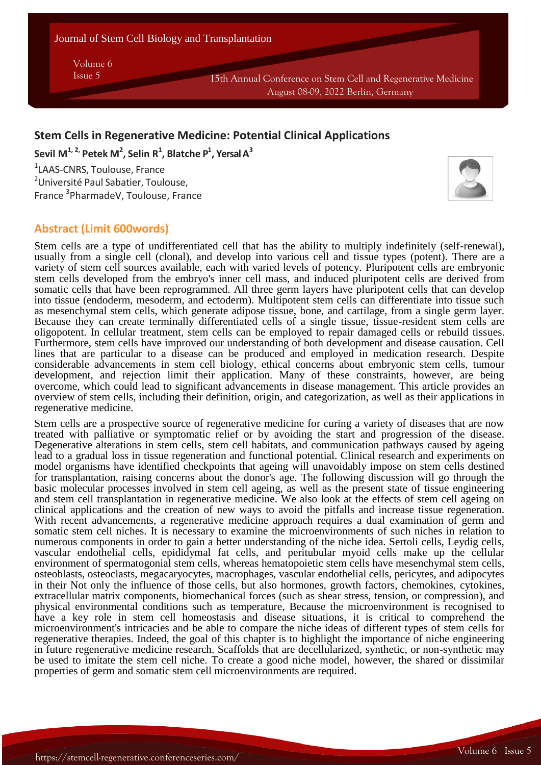## Stem Cells in Regenerative Medicine: Potential Clinical Applications

**Sevil M[1,2], Petek M[2], Selin R[1], Blatche P[1], Yersal A[3]**

[1]LAAS-CNRS, Toulouse, France
[2]Université Paul Sabatier, Toulouse, France
[3]PharmadeV, Toulouse, France

### Abstract (Limit 600words)

Stem cells are a type of undifferentiated cell that has the ability to multiply indefinitely (self-renewal), usually from a single cell (clonal), and develop into various cell and tissue types (potent). There are a variety of stem cell sources available, each with varied levels of potency. Pluripotent cells are embryonic stem cells developed from the embryo's inner cell mass, and induced pluripotent cells are derived from somatic cells that have been reprogrammed. All three germ layers have pluripotent cells that can develop into tissue (endoderm, mesoderm, and ectoderm). Multipotent stem cells can differentiate into tissue such as mesenchymal stem cells, which generate adipose tissue, bone, and cartilage, from a single germ layer. Because they can create terminally differentiated cells of a single tissue, tissue-resident stem cells are oligopotent. In cellular treatment, stem cells can be employed to repair damaged cells or rebuild tissues. Furthermore, stem cells have improved our understanding of both development and disease causation. Cell lines that are particular to a disease can be produced and employed in medication research. Despite considerable advancements in stem cell biology, ethical concerns about embryonic stem cells, tumour development, and rejection limit their application. Many of these constraints, however, are being overcome, which could lead to significant advancements in disease management. This article provides an overview of stem cells, including their definition, origin, and categorization, as well as their applications in regenerative medicine.

Stem cells are a prospective source of regenerative medicine for curing a variety of diseases that are now treated with palliative or symptomatic relief or by avoiding the start and progression of the disease. Degenerative alterations in stem cells, stem cell habitats, and communication pathways caused by ageing lead to a gradual loss in tissue regeneration and functional potential. Clinical research and experiments on model organisms have identified checkpoints that ageing will unavoidably impose on stem cells destined for transplantation, raising concerns about the donor's age. The following discussion will go through the basic molecular processes involved in stem cell ageing, as well as the present state of tissue engineering and stem cell transplantation in regenerative medicine. We also look at the effects of stem cell ageing on clinical applications and the creation of new ways to avoid the pitfalls and increase tissue regeneration. With recent advancements, a regenerative medicine approach requires a dual examination of germ and somatic stem cell niches. It is necessary to examine the microenvironments of such niches in relation to numerous components in order to gain a better understanding of the niche idea. Sertoli cells, Leydig cells, vascular endothelial cells, epididymal fat cells, and peritubular myoid cells make up the cellular environment of spermatogonial stem cells, whereas hematopoietic stem cells have mesenchymal stem cells, osteoblasts, osteoclasts, megacaryocytes, macrophages, vascular endothelial cells, pericytes, and adipocytes in their Not only the influence of those cells, but also hormones, growth factors, chemokines, cytokines, extracellular matrix components, biomechanical forces (such as shear stress, tension, or compression), and physical environmental conditions such as temperature, Because the microenvironment is recognised to have a key role in stem cell homeostasis and disease situations, it is critical to comprehend the microenvironment's intricacies and be able to compare the niche ideas of different types of stem cells for regenerative therapies. Indeed, the goal of this chapter is to highlight the importance of niche engineering in future regenerative medicine research. Scaffolds that are decellularized, synthetic, or non-synthetic may be used to imitate the stem cell niche. To create a good niche model, however, the shared or dissimilar properties of germ and somatic stem cell microenvironments are required.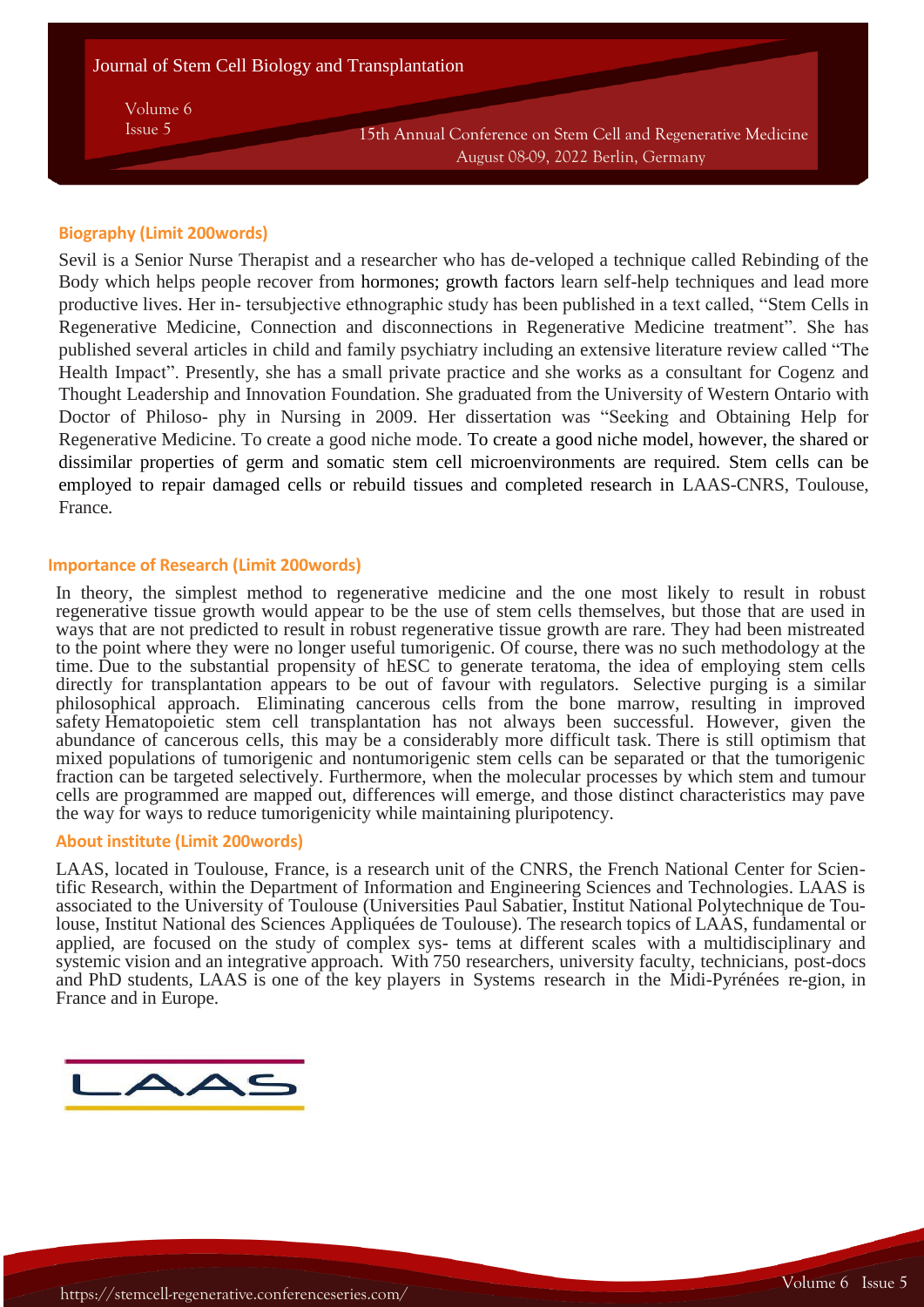## Biography (Limit 200words)

Sevil is a Senior Nurse Therapist and a researcher who has de-veloped a technique called Rebinding of the Body which helps people recover from hormones; growth factors learn self-help techniques and lead more productive lives. Her in- tersubjective ethnographic study has been published in a text called, "Stem Cells in Regenerative Medicine, Connection and disconnections in Regenerative Medicine treatment". She has published several articles in child and family psychiatry including an extensive literature review called "The Health Impact". Presently, she has a small private practice and she works as a consultant for Cogenz and Thought Leadership and Innovation Foundation. She graduated from the University of Western Ontario with Doctor of Philoso- phy in Nursing in 2009. Her dissertation was "Seeking and Obtaining Help for Regenerative Medicine. To create a good niche mode. To create a good niche model, however, the shared or dissimilar properties of germ and somatic stem cell microenvironments are required. Stem cells can be employed to repair damaged cells or rebuild tissues and completed research in LAAS-CNRS, Toulouse, France.

## Importance of Research (Limit 200words)

In theory, the simplest method to regenerative medicine and the one most likely to result in robust regenerative tissue growth would appear to be the use of stem cells themselves, but those that are used in ways that are not predicted to result in robust regenerative tissue growth are rare. They had been mistreated to the point where they were no longer useful tumorigenic. Of course, there was no such methodology at the time. Due to the substantial propensity of hESC to generate teratoma, the idea of employing stem cells directly for transplantation appears to be out of favour with regulators. Selective purging is a similar philosophical approach. Eliminating cancerous cells from the bone marrow, resulting in improved safety Hematopoietic stem cell transplantation has not always been successful. However, given the abundance of cancerous cells, this may be a considerably more difficult task. There is still optimism that mixed populations of tumorigenic and nontumorigenic stem cells can be separated or that the tumorigenic fraction can be targeted selectively. Furthermore, when the molecular processes by which stem and tumour cells are programmed are mapped out, differences will emerge, and those distinct characteristics may pave the way for ways to reduce tumorigenicity while maintaining pluripotency.

## About institute (Limit 200words)

LAAS, located in Toulouse, France, is a research unit of the CNRS, the French National Center for Scien- tific Research, within the Department of Information and Engineering Sciences and Technologies. LAAS is associated to the University of Toulouse (Universities Paul Sabatier, Institut National Polytechnique de Tou- louse, Institut National des Sciences Appliquées de Toulouse). The research topics of LAAS, fundamental or applied, are focused on the study of complex sys- tems at different scales with a multidisciplinary and systemic vision and an integrative approach. With 750 researchers, university faculty, technicians, post-docs and PhD students, LAAS is one of the key players in Systems research in the Midi-Pyrénées re-gion, in France and in Europe.

LAAS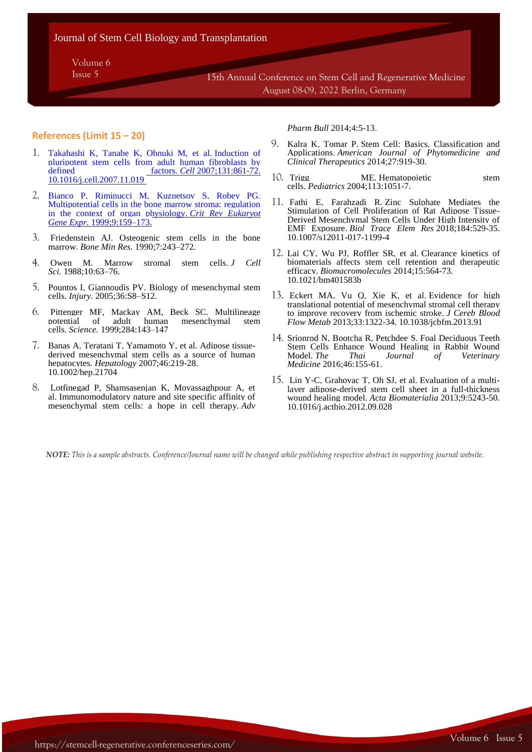## References (Limit 15 – 20)

1. Takahashi K, Tanabe K, Ohnuki M, et al. Induction of pluripotent stem cells from adult human fibroblasts by defined factors. *Cell* 2007;131:861-72. 10.1016/j.cell.2007.11.019
2. Bianco P, Riminucci M, Kuznetsov S, Robey PG. Multipotential cells in the bone marrow stroma: regulation in the context of organ physiology. *Crit Rev Eukaryot Gene Expr.* 1999;9:159–173.
3. Friedenstein AJ. Osteogenic stem cells in the bone marrow. *Bone Min Res.* 1990;7:243–272.
4. Owen M. Marrow stromal stem cells. *J Cell Sci.* 1988;10:63–76.
5. Pountos I, Giannoudis PV. Biology of mesenchymal stem cells. *Injury.* 2005;36:S8–S12.
6. Pittenger MF, Mackay AM, Beck SC. Multilineage potential of adult human mesenchymal stem cells. *Science.* 1999;284:143–147
7. Banas A, Teratani T, Yamamoto Y, et al. Adipose tissue-derived mesenchymal stem cells as a source of human hepatocytes. *Hepatology* 2007;46:219-28. 10.1002/hep.21704
8. Lotfinegad P, Shamsasenjan K, Movassaghpour A, et al. Immunomodulatory nature and site specific affinity of mesenchymal stem cells: a hope in cell therapy. *Adv Pharm Bull* 2014;4:5-13.
9. Kalra K, Tomar P. Stem Cell: Basics, Classification and Applications. *American Journal of Phytomedicine and Clinical Therapeutics* 2014;27:919-30.
10. Trigg ME. Hematopoietic stem cells. *Pediatrics* 2004;113:1051-7.
11. Fathi E, Farahzadi R. Zinc Sulphate Mediates the Stimulation of Cell Proliferation of Rat Adipose Tissue-Derived Mesenchymal Stem Cells Under High Intensity of EMF Exposure. *Biol Trace Elem Res* 2018;184:529-35. 10.1007/s12011-017-1199-4
12. Lai CY, Wu PJ, Roffler SR, et al. Clearance kinetics of biomaterials affects stem cell retention and therapeutic efficacy. *Biomacromolecules* 2014;15:564-73. 10.1021/bm401583b
13. Eckert MA, Vu Q, Xie K, et al. Evidence for high translational potential of mesenchymal stromal cell therapy to improve recovery from ischemic stroke. *J Cereb Blood Flow Metab* 2013;33:1322-34. 10.1038/jcbfm.2013.91
14. Srionrod N, Bootcha R, Petchdee S. Foal Deciduous Teeth Stem Cells Enhance Wound Healing in Rabbit Wound Model. *The Thai Journal of Veterinary Medicine* 2016;46:155-61.
15. Lin Y-C, Grahovac T, Oh SJ, et al. Evaluation of a multi-layer adipose-derived stem cell sheet in a full-thickness wound healing model. *Acta Biomaterialia* 2013;9:5243-50. 10.1016/j.actbio.2012.09.028

***NOTE:*** *This is a sample abstracts. Conference/Journal name will be changed while publishing respective abstract in supporting journal website.*